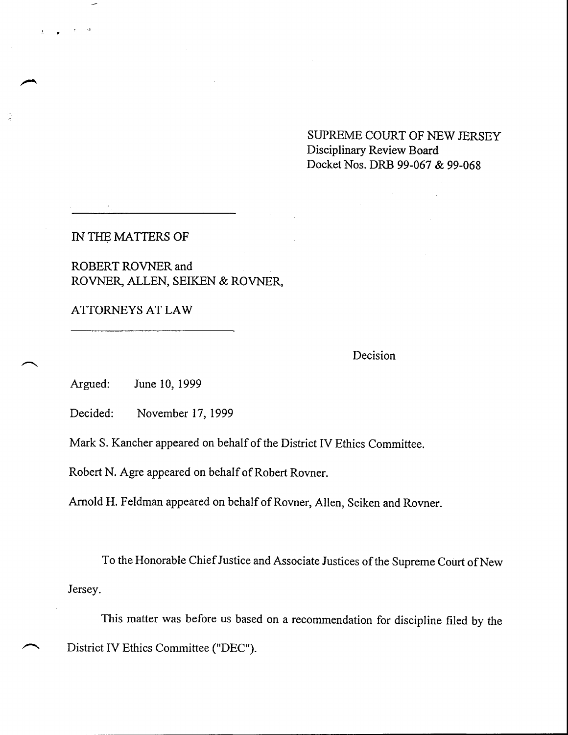SUPREME COURT OF NEW JERSEY
Disciplinary Review Board
Docket Nos. DRB 99-067 & 99-068

---

IN THE MATTERS OF

ROBERT ROVNER and
ROVNER, ALLEN, SEIKEN & ROVNER,

ATTORNEYS AT LAW

---

Decision

Argued: June 10, 1999

Decided: November 17, 1999

Mark S. Kancher appeared on behalf of the District IV Ethics Committee.

Robert N. Agre appeared on behalf of Robert Rovner.

Arnold H. Feldman appeared on behalf of Rovner, Allen, Seiken and Rovner.

To the Honorable Chief Justice and Associate Justices of the Supreme Court of New Jersey.

This matter was before us based on a recommendation for discipline filed by the District IV Ethics Committee ("DEC").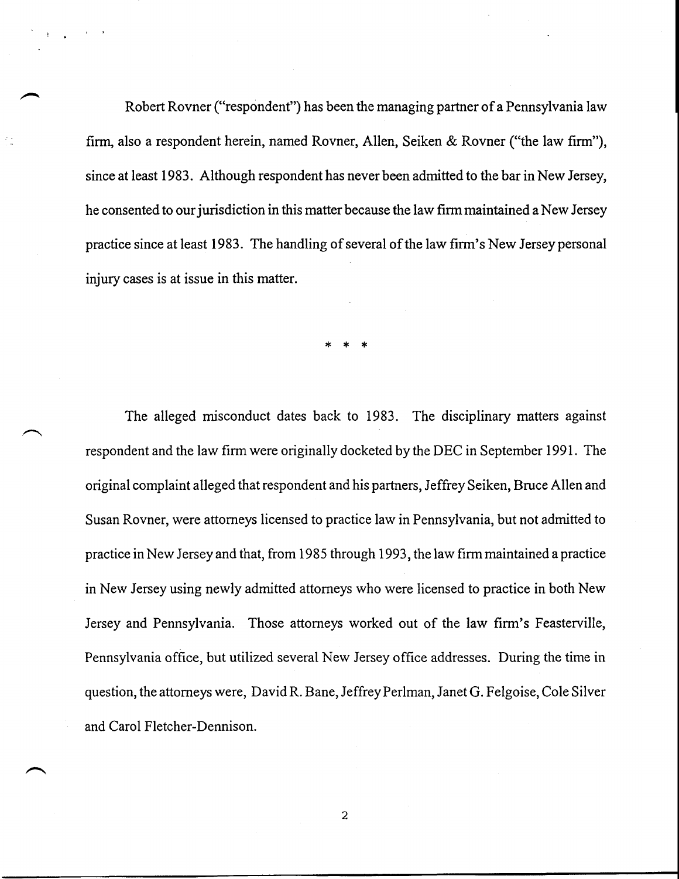Robert Rovner ("respondent") has been the managing partner of a Pennsylvania law firm, also a respondent herein, named Rovner, Allen, Seiken & Rovner ("the law firm"), since at least 1983. Although respondent has never been admitted to the bar in New Jersey, he consented to our jurisdiction in this matter because the law firm maintained a New Jersey practice since at least 1983. The handling of several of the law firm's New Jersey personal injury cases is at issue in this matter.

\* \* \*

The alleged misconduct dates back to 1983. The disciplinary matters against respondent and the law firm were originally docketed by the DEC in September 1991. The original complaint alleged that respondent and his partners, Jeffrey Seiken, Bruce Allen and Susan Rovner, were attorneys licensed to practice law in Pennsylvania, but not admitted to practice in New Jersey and that, from 1985 through 1993, the law firm maintained a practice in New Jersey using newly admitted attorneys who were licensed to practice in both New Jersey and Pennsylvania. Those attorneys worked out of the law firm's Feasterville, Pennsylvania office, but utilized several New Jersey office addresses. During the time in question, the attorneys were, David R. Bane, Jeffrey Perlman, Janet G. Felgoise, Cole Silver and Carol Fletcher-Dennison.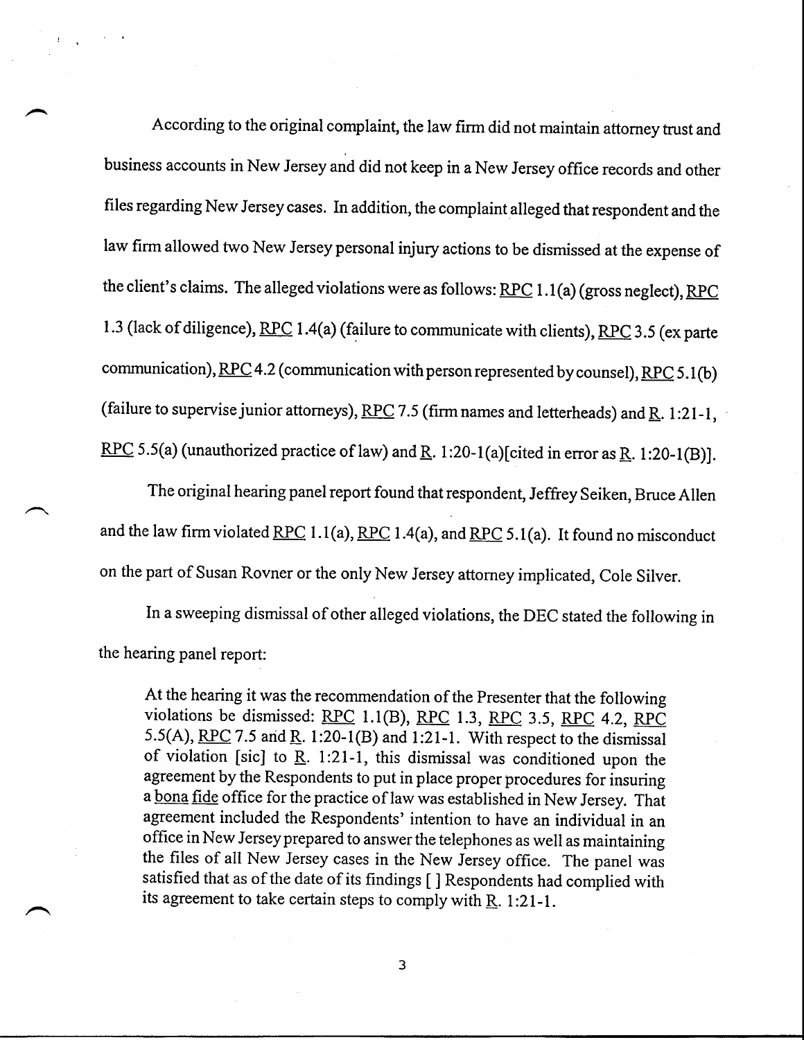According to the original complaint, the law firm did not maintain attorney trust and business accounts in New Jersey and did not keep in a New Jersey office records and other files regarding New Jersey cases. In addition, the complaint alleged that respondent and the law firm allowed two New Jersey personal injury actions to be dismissed at the expense of the client's claims. The alleged violations were as follows: RPC 1.1(a) (gross neglect), RPC 1.3 (lack of diligence), RPC 1.4(a) (failure to communicate with clients), RPC 3.5 (ex parte communication), RPC 4.2 (communication with person represented by counsel), RPC 5.1(b) (failure to supervise junior attorneys), RPC 7.5 (firm names and letterheads) and R. 1:21-1, RPC 5.5(a) (unauthorized practice of law) and R. 1:20-1(a)[cited in error as R. 1:20-1(B)].

The original hearing panel report found that respondent, Jeffrey Seiken, Bruce Allen and the law firm violated RPC 1.1(a), RPC 1.4(a), and RPC 5.1(a). It found no misconduct on the part of Susan Rovner or the only New Jersey attorney implicated, Cole Silver.

In a sweeping dismissal of other alleged violations, the DEC stated the following in the hearing panel report:

> At the hearing it was the recommendation of the Presenter that the following violations be dismissed: RPC 1.1(B), RPC 1.3, RPC 3.5, RPC 4.2, RPC 5.5(A), RPC 7.5 and R. 1:20-1(B) and 1:21-1. With respect to the dismissal of violation [sic] to R. 1:21-1, this dismissal was conditioned upon the agreement by the Respondents to put in place proper procedures for insuring a bona fide office for the practice of law was established in New Jersey. That agreement included the Respondents' intention to have an individual in an office in New Jersey prepared to answer the telephones as well as maintaining the files of all New Jersey cases in the New Jersey office. The panel was satisfied that as of the date of its findings [ ] Respondents had complied with its agreement to take certain steps to comply with R. 1:21-1.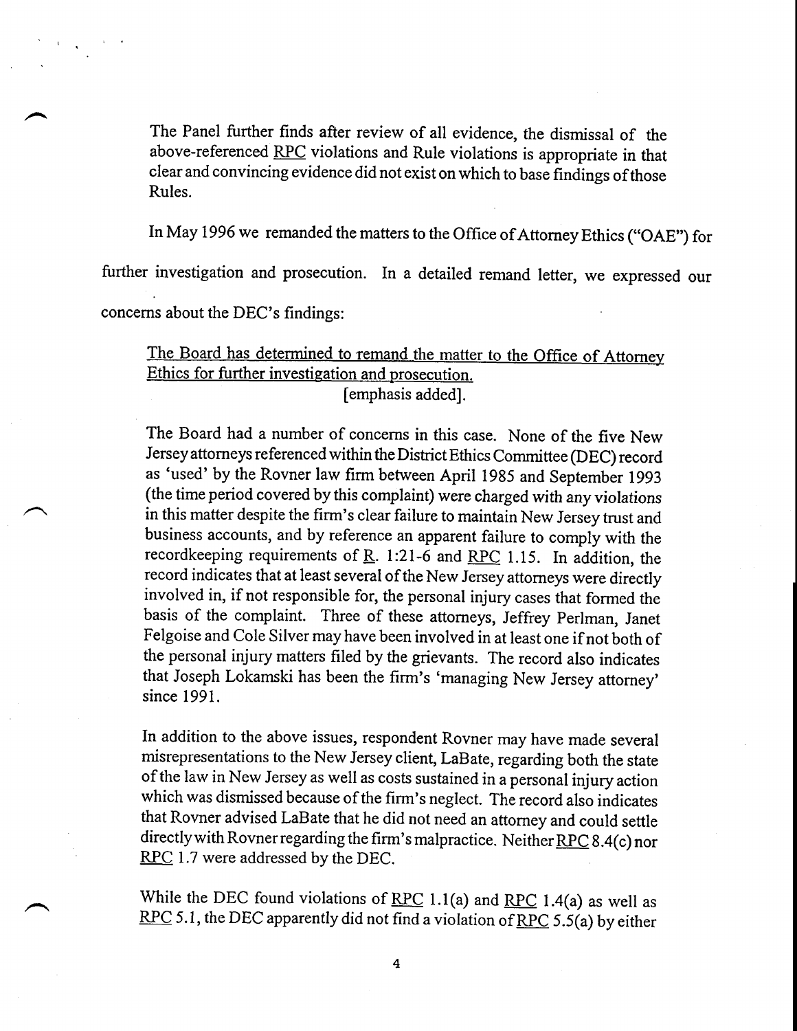> The Panel further finds after review of all evidence, the dismissal of the above-referenced RPC violations and Rule violations is appropriate in that clear and convincing evidence did not exist on which to base findings of those Rules.

In May 1996 we remanded the matters to the Office of Attorney Ethics ("OAE") for further investigation and prosecution. In a detailed remand letter, we expressed our concerns about the DEC's findings:

> <u>The Board has determined to remand the matter to the Office of Attorney Ethics for further investigation and prosecution.</u>
> [emphasis added].
>
> The Board had a number of concerns in this case. None of the five New Jersey attorneys referenced within the District Ethics Committee (DEC) record as 'used' by the Rovner law firm between April 1985 and September 1993 (the time period covered by this complaint) were charged with any violations in this matter despite the firm's clear failure to maintain New Jersey trust and business accounts, and by reference an apparent failure to comply with the recordkeeping requirements of R. 1:21-6 and RPC 1.15. In addition, the record indicates that at least several of the New Jersey attorneys were directly involved in, if not responsible for, the personal injury cases that formed the basis of the complaint. Three of these attorneys, Jeffrey Perlman, Janet Felgoise and Cole Silver may have been involved in at least one if not both of the personal injury matters filed by the grievants. The record also indicates that Joseph Lokamski has been the firm's 'managing New Jersey attorney' since 1991.
>
> In addition to the above issues, respondent Rovner may have made several misrepresentations to the New Jersey client, LaBate, regarding both the state of the law in New Jersey as well as costs sustained in a personal injury action which was dismissed because of the firm's neglect. The record also indicates that Rovner advised LaBate that he did not need an attorney and could settle directly with Rovner regarding the firm's malpractice. Neither RPC 8.4(c) nor RPC 1.7 were addressed by the DEC.
>
> While the DEC found violations of RPC 1.1(a) and RPC 1.4(a) as well as RPC 5.1, the DEC apparently did not find a violation of RPC 5.5(a) by either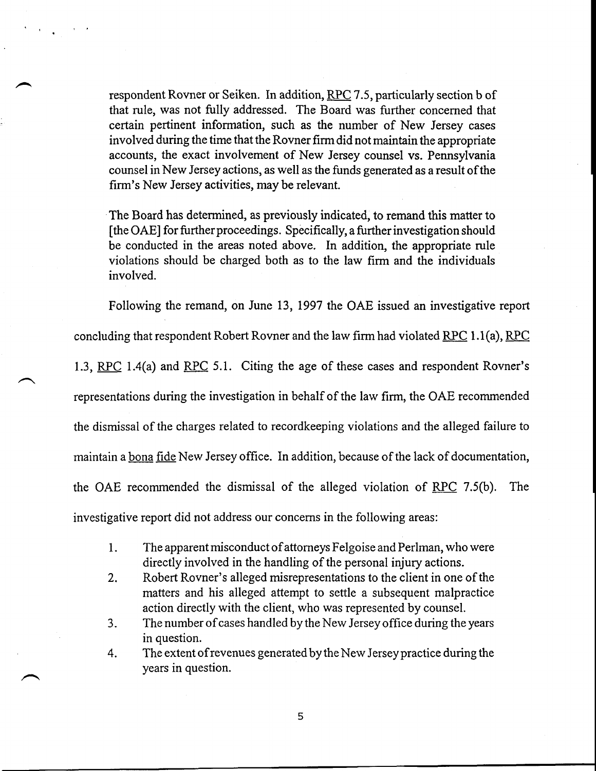respondent Rovner or Seiken. In addition, RPC 7.5, particularly section b of that rule, was not fully addressed. The Board was further concerned that certain pertinent information, such as the number of New Jersey cases involved during the time that the Rovner firm did not maintain the appropriate accounts, the exact involvement of New Jersey counsel vs. Pennsylvania counsel in New Jersey actions, as well as the funds generated as a result of the firm's New Jersey activities, may be relevant.

> The Board has determined, as previously indicated, to remand this matter to [the OAE] for further proceedings. Specifically, a further investigation should be conducted in the areas noted above. In addition, the appropriate rule violations should be charged both as to the law firm and the individuals involved.

Following the remand, on June 13, 1997 the OAE issued an investigative report concluding that respondent Robert Rovner and the law firm had violated RPC 1.1(a), RPC 1.3, RPC 1.4(a) and RPC 5.1. Citing the age of these cases and respondent Rovner's representations during the investigation in behalf of the law firm, the OAE recommended the dismissal of the charges related to recordkeeping violations and the alleged failure to maintain a bona fide New Jersey office. In addition, because of the lack of documentation, the OAE recommended the dismissal of the alleged violation of RPC 7.5(b). The investigative report did not address our concerns in the following areas:

1. The apparent misconduct of attorneys Felgoise and Perlman, who were directly involved in the handling of the personal injury actions.
2. Robert Rovner's alleged misrepresentations to the client in one of the matters and his alleged attempt to settle a subsequent malpractice action directly with the client, who was represented by counsel.
3. The number of cases handled by the New Jersey office during the years in question.
4. The extent of revenues generated by the New Jersey practice during the years in question.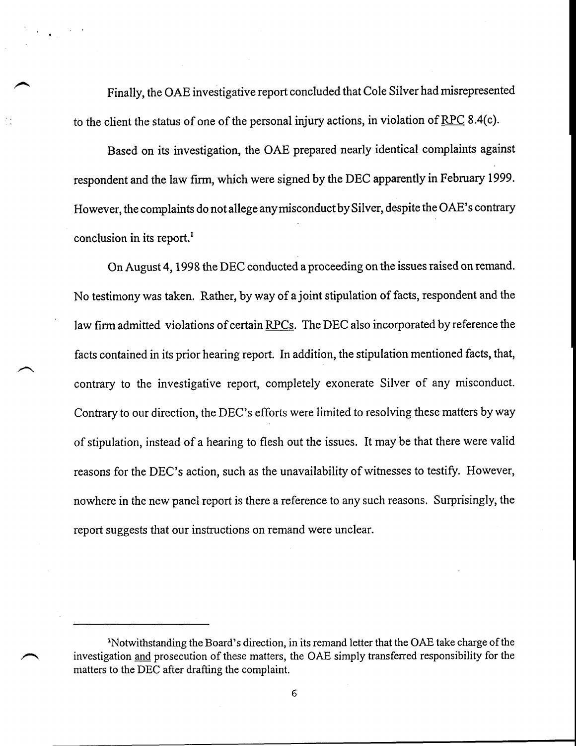Finally, the OAE investigative report concluded that Cole Silver had misrepresented to the client the status of one of the personal injury actions, in violation of RPC 8.4(c).

Based on its investigation, the OAE prepared nearly identical complaints against respondent and the law firm, which were signed by the DEC apparently in February 1999. However, the complaints do not allege any misconduct by Silver, despite the OAE's contrary conclusion in its report.[1]

On August 4, 1998 the DEC conducted a proceeding on the issues raised on remand. No testimony was taken. Rather, by way of a joint stipulation of facts, respondent and the law firm admitted violations of certain RPCs. The DEC also incorporated by reference the facts contained in its prior hearing report. In addition, the stipulation mentioned facts, that, contrary to the investigative report, completely exonerate Silver of any misconduct. Contrary to our direction, the DEC's efforts were limited to resolving these matters by way of stipulation, instead of a hearing to flesh out the issues. It may be that there were valid reasons for the DEC's action, such as the unavailability of witnesses to testify. However, nowhere in the new panel report is there a reference to any such reasons. Surprisingly, the report suggests that our instructions on remand were unclear.

---

[1]Notwithstanding the Board's direction, in its remand letter that the OAE take charge of the investigation and prosecution of these matters, the OAE simply transferred responsibility for the matters to the DEC after drafting the complaint.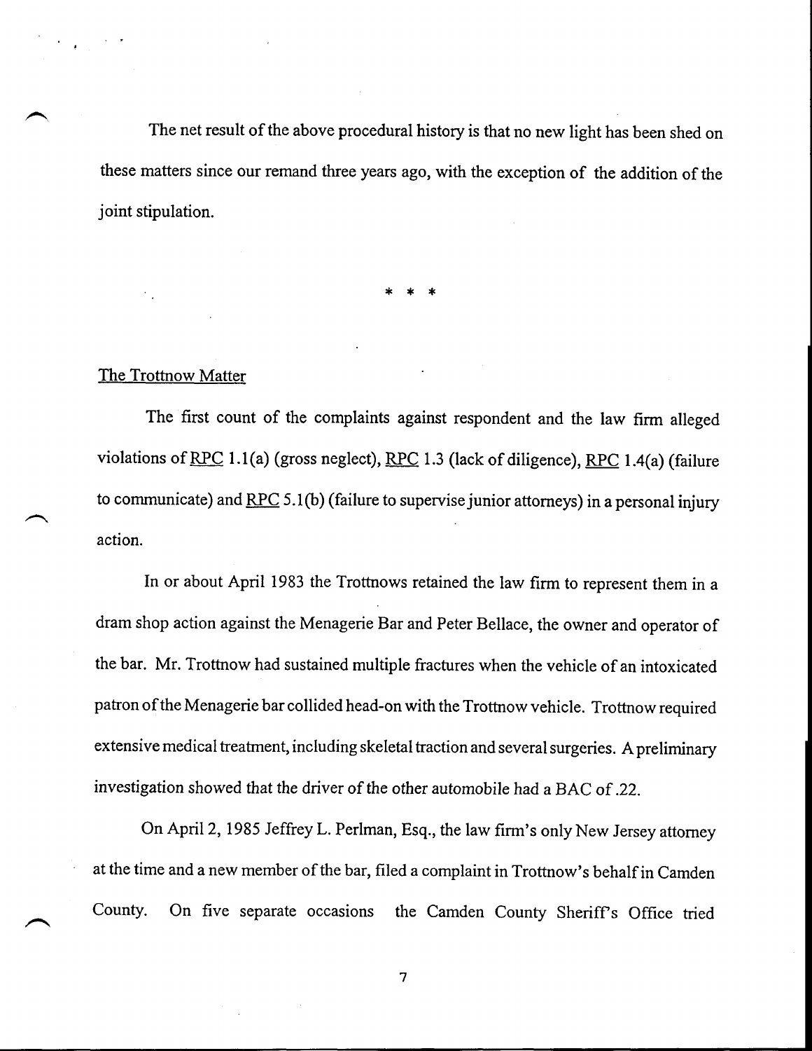The net result of the above procedural history is that no new light has been shed on these matters since our remand three years ago, with the exception of the addition of the joint stipulation.

\* \* \*

The Trottnow Matter

The first count of the complaints against respondent and the law firm alleged violations of RPC 1.1(a) (gross neglect), RPC 1.3 (lack of diligence), RPC 1.4(a) (failure to communicate) and RPC 5.1(b) (failure to supervise junior attorneys) in a personal injury action.

In or about April 1983 the Trottnows retained the law firm to represent them in a dram shop action against the Menagerie Bar and Peter Bellace, the owner and operator of the bar. Mr. Trottnow had sustained multiple fractures when the vehicle of an intoxicated patron of the Menagerie bar collided head-on with the Trottnow vehicle. Trottnow required extensive medical treatment, including skeletal traction and several surgeries. A preliminary investigation showed that the driver of the other automobile had a BAC of .22.

On April 2, 1985 Jeffrey L. Perlman, Esq., the law firm's only New Jersey attorney at the time and a new member of the bar, filed a complaint in Trottnow's behalf in Camden County. On five separate occasions the Camden County Sheriff's Office tried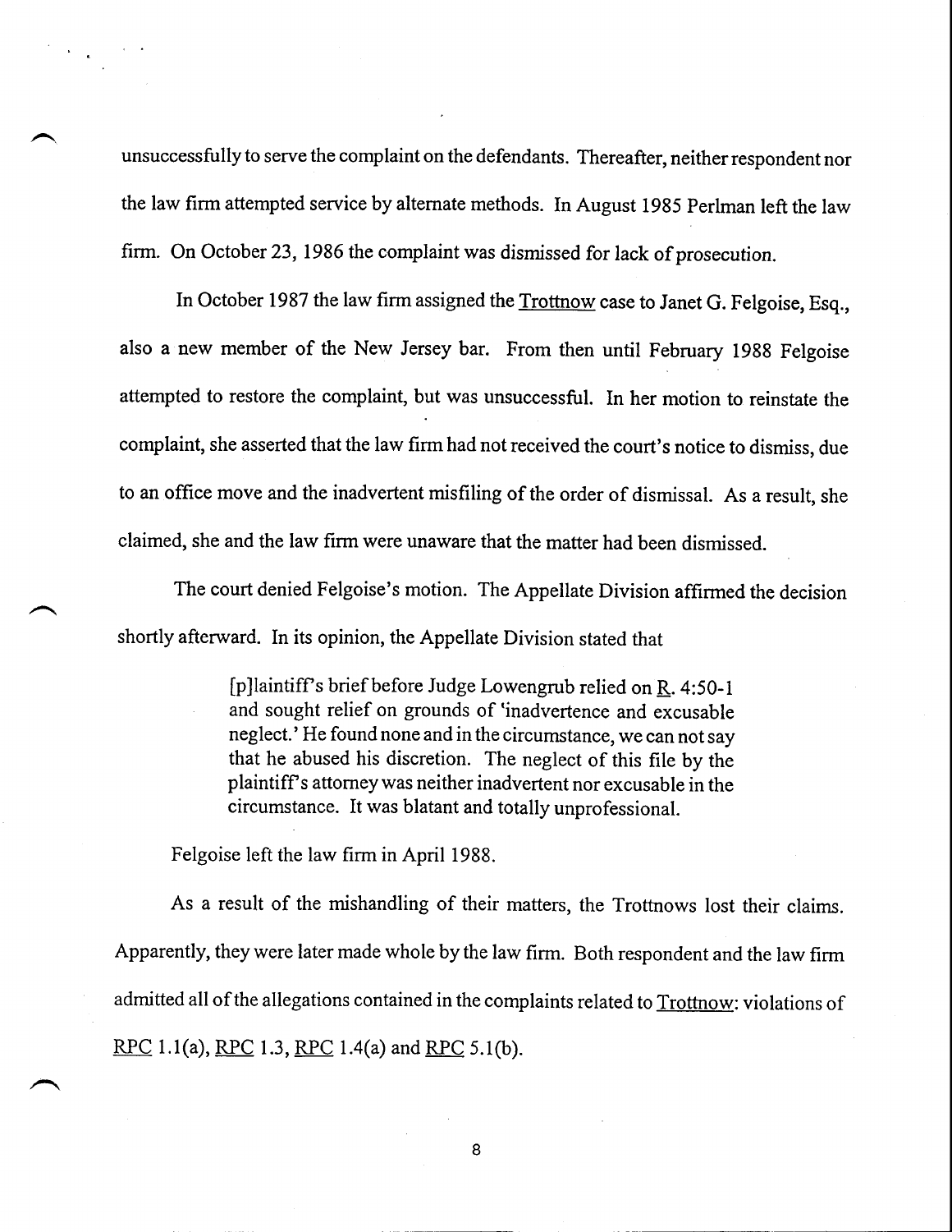unsuccessfully to serve the complaint on the defendants. Thereafter, neither respondent nor the law firm attempted service by alternate methods. In August 1985 Perlman left the law firm. On October 23, 1986 the complaint was dismissed for lack of prosecution.

In October 1987 the law firm assigned the Trottnow case to Janet G. Felgoise, Esq., also a new member of the New Jersey bar. From then until February 1988 Felgoise attempted to restore the complaint, but was unsuccessful. In her motion to reinstate the complaint, she asserted that the law firm had not received the court's notice to dismiss, due to an office move and the inadvertent misfiling of the order of dismissal. As a result, she claimed, she and the law firm were unaware that the matter had been dismissed.

The court denied Felgoise's motion. The Appellate Division affirmed the decision shortly afterward. In its opinion, the Appellate Division stated that

> [p]laintiff's brief before Judge Lowengrub relied on R. 4:50-1 and sought relief on grounds of 'inadvertence and excusable neglect.' He found none and in the circumstance, we can not say that he abused his discretion. The neglect of this file by the plaintiff's attorney was neither inadvertent nor excusable in the circumstance. It was blatant and totally unprofessional.

Felgoise left the law firm in April 1988.

As a result of the mishandling of their matters, the Trottnows lost their claims. Apparently, they were later made whole by the law firm. Both respondent and the law firm admitted all of the allegations contained in the complaints related to Trottnow: violations of RPC 1.1(a), RPC 1.3, RPC 1.4(a) and RPC 5.1(b).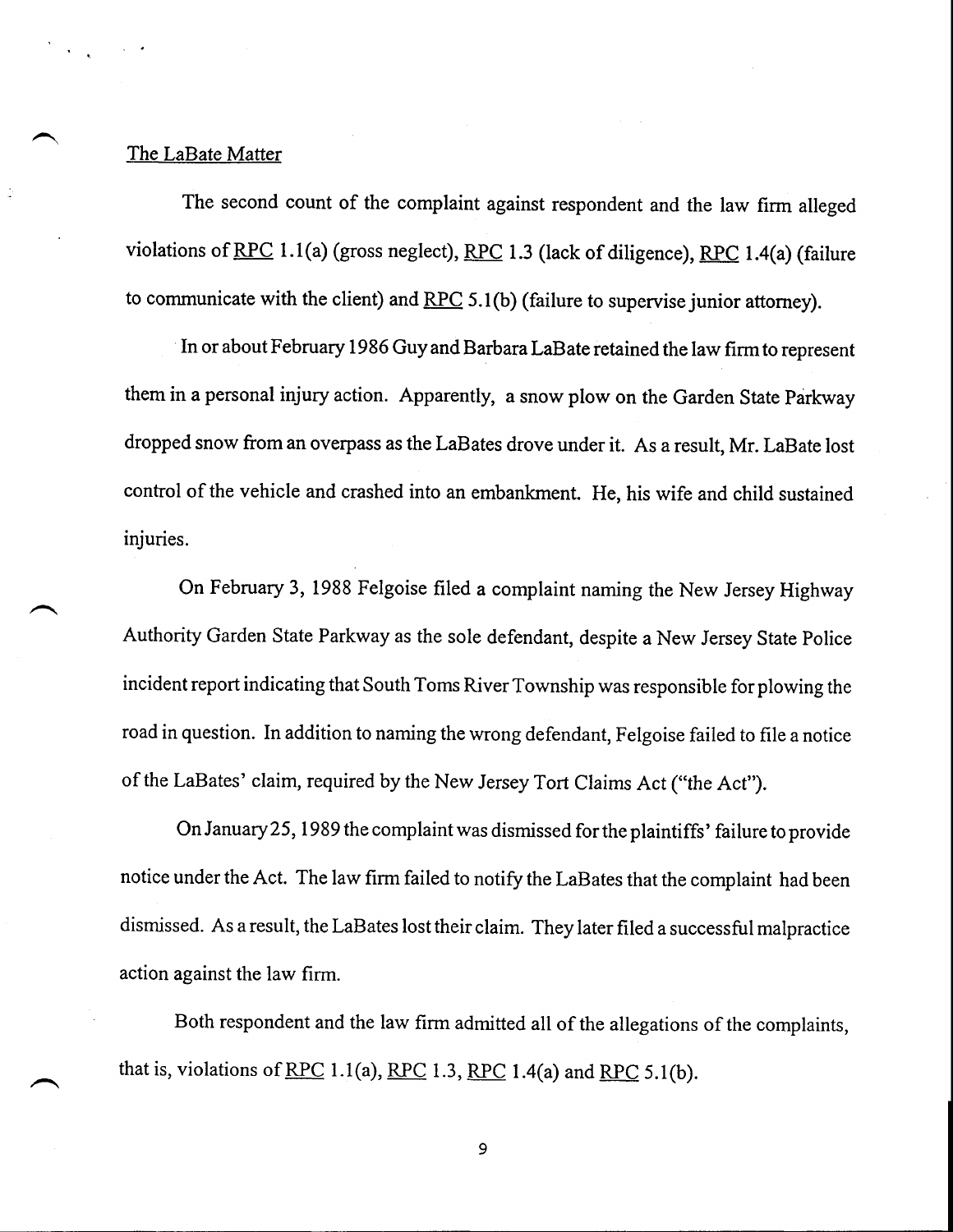The LaBate Matter

The second count of the complaint against respondent and the law firm alleged violations of RPC 1.1(a) (gross neglect), RPC 1.3 (lack of diligence), RPC 1.4(a) (failure to communicate with the client) and RPC 5.1(b) (failure to supervise junior attorney).

In or about February 1986 Guy and Barbara LaBate retained the law firm to represent them in a personal injury action. Apparently, a snow plow on the Garden State Parkway dropped snow from an overpass as the LaBates drove under it. As a result, Mr. LaBate lost control of the vehicle and crashed into an embankment. He, his wife and child sustained injuries.

On February 3, 1988 Felgoise filed a complaint naming the New Jersey Highway Authority Garden State Parkway as the sole defendant, despite a New Jersey State Police incident report indicating that South Toms River Township was responsible for plowing the road in question. In addition to naming the wrong defendant, Felgoise failed to file a notice of the LaBates' claim, required by the New Jersey Tort Claims Act ("the Act").

On January 25, 1989 the complaint was dismissed for the plaintiffs' failure to provide notice under the Act. The law firm failed to notify the LaBates that the complaint had been dismissed. As a result, the LaBates lost their claim. They later filed a successful malpractice action against the law firm.

Both respondent and the law firm admitted all of the allegations of the complaints, that is, violations of RPC 1.1(a), RPC 1.3, RPC 1.4(a) and RPC 5.1(b).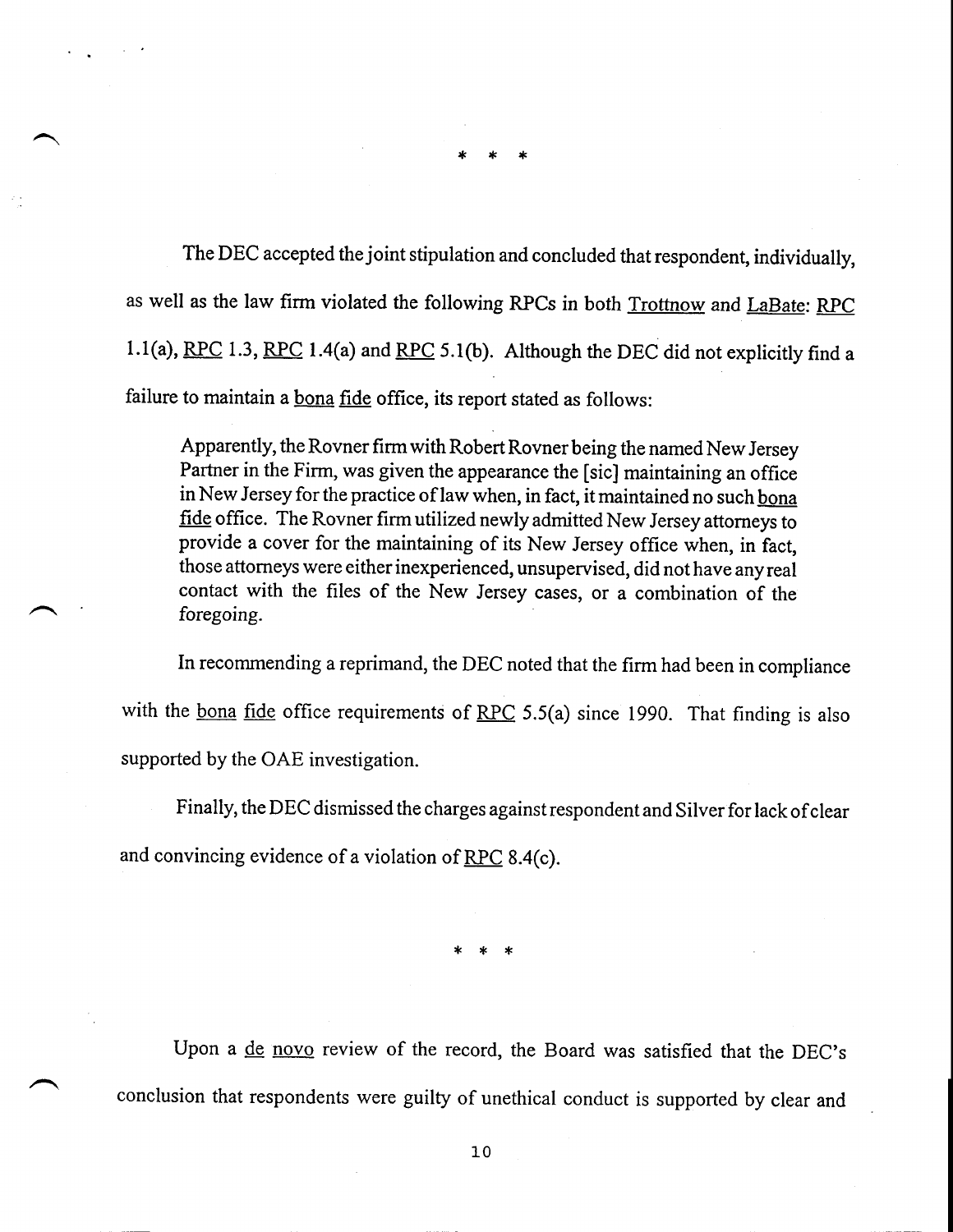\* \* \*

The DEC accepted the joint stipulation and concluded that respondent, individually, as well as the law firm violated the following RPCs in both Trottnow and LaBate: RPC 1.1(a), RPC 1.3, RPC 1.4(a) and RPC 5.1(b). Although the DEC did not explicitly find a failure to maintain a bona fide office, its report stated as follows:

> Apparently, the Rovner firm with Robert Rovner being the named New Jersey Partner in the Firm, was given the appearance the [sic] maintaining an office in New Jersey for the practice of law when, in fact, it maintained no such bona fide office. The Rovner firm utilized newly admitted New Jersey attorneys to provide a cover for the maintaining of its New Jersey office when, in fact, those attorneys were either inexperienced, unsupervised, did not have any real contact with the files of the New Jersey cases, or a combination of the foregoing.

In recommending a reprimand, the DEC noted that the firm had been in compliance with the bona fide office requirements of RPC 5.5(a) since 1990. That finding is also supported by the OAE investigation.

Finally, the DEC dismissed the charges against respondent and Silver for lack of clear and convincing evidence of a violation of RPC 8.4(c).

\* \* \*

Upon a de novo review of the record, the Board was satisfied that the DEC's conclusion that respondents were guilty of unethical conduct is supported by clear and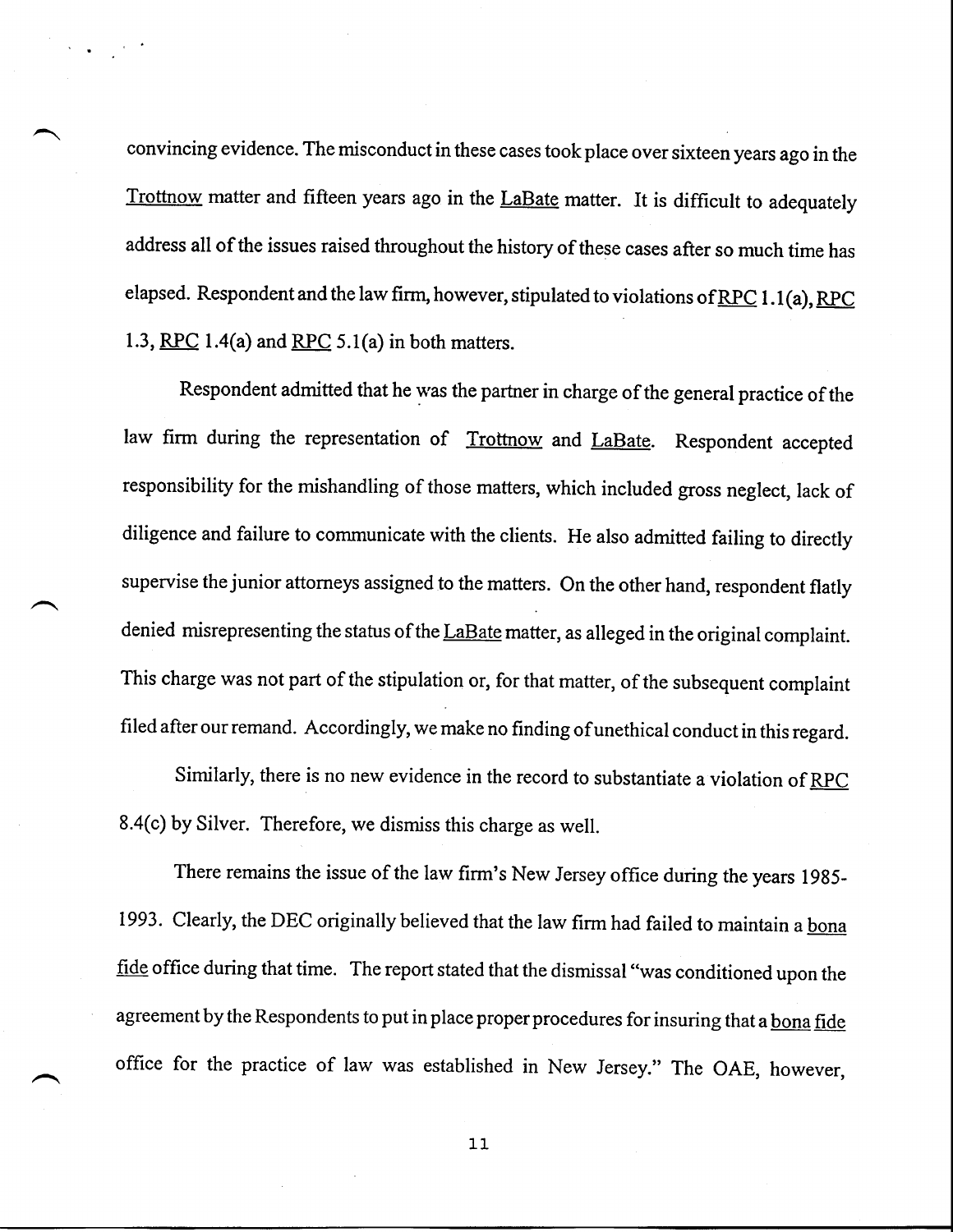convincing evidence. The misconduct in these cases took place over sixteen years ago in the Trottnow matter and fifteen years ago in the LaBate matter. It is difficult to adequately address all of the issues raised throughout the history of these cases after so much time has elapsed. Respondent and the law firm, however, stipulated to violations of RPC 1.1(a), RPC 1.3, RPC 1.4(a) and RPC 5.1(a) in both matters.

Respondent admitted that he was the partner in charge of the general practice of the law firm during the representation of Trottnow and LaBate. Respondent accepted responsibility for the mishandling of those matters, which included gross neglect, lack of diligence and failure to communicate with the clients. He also admitted failing to directly supervise the junior attorneys assigned to the matters. On the other hand, respondent flatly denied misrepresenting the status of the LaBate matter, as alleged in the original complaint. This charge was not part of the stipulation or, for that matter, of the subsequent complaint filed after our remand. Accordingly, we make no finding of unethical conduct in this regard.

Similarly, there is no new evidence in the record to substantiate a violation of RPC 8.4(c) by Silver. Therefore, we dismiss this charge as well.

There remains the issue of the law firm's New Jersey office during the years 1985-1993. Clearly, the DEC originally believed that the law firm had failed to maintain a bona fide office during that time. The report stated that the dismissal "was conditioned upon the agreement by the Respondents to put in place proper procedures for insuring that a bona fide office for the practice of law was established in New Jersey." The OAE, however,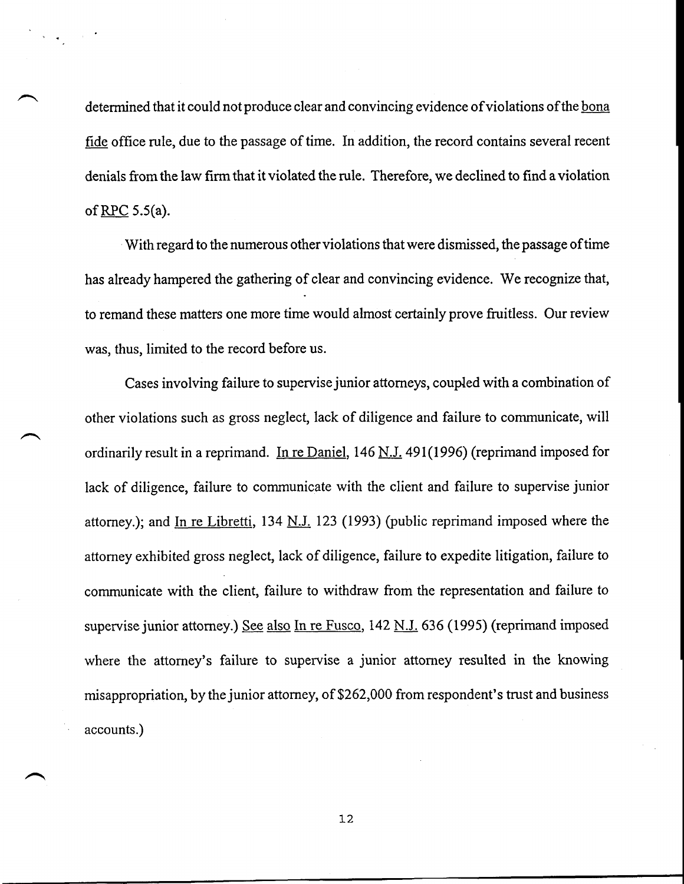determined that it could not produce clear and convincing evidence of violations of the bona fide office rule, due to the passage of time. In addition, the record contains several recent denials from the law firm that it violated the rule. Therefore, we declined to find a violation of RPC 5.5(a).

With regard to the numerous other violations that were dismissed, the passage of time has already hampered the gathering of clear and convincing evidence. We recognize that, to remand these matters one more time would almost certainly prove fruitless. Our review was, thus, limited to the record before us.

Cases involving failure to supervise junior attorneys, coupled with a combination of other violations such as gross neglect, lack of diligence and failure to communicate, will ordinarily result in a reprimand. In re Daniel, 146 N.J. 491(1996) (reprimand imposed for lack of diligence, failure to communicate with the client and failure to supervise junior attorney.); and In re Libretti, 134 N.J. 123 (1993) (public reprimand imposed where the attorney exhibited gross neglect, lack of diligence, failure to expedite litigation, failure to communicate with the client, failure to withdraw from the representation and failure to supervise junior attorney.) See also In re Fusco, 142 N.J. 636 (1995) (reprimand imposed where the attorney's failure to supervise a junior attorney resulted in the knowing misappropriation, by the junior attorney, of $262,000 from respondent's trust and business accounts.)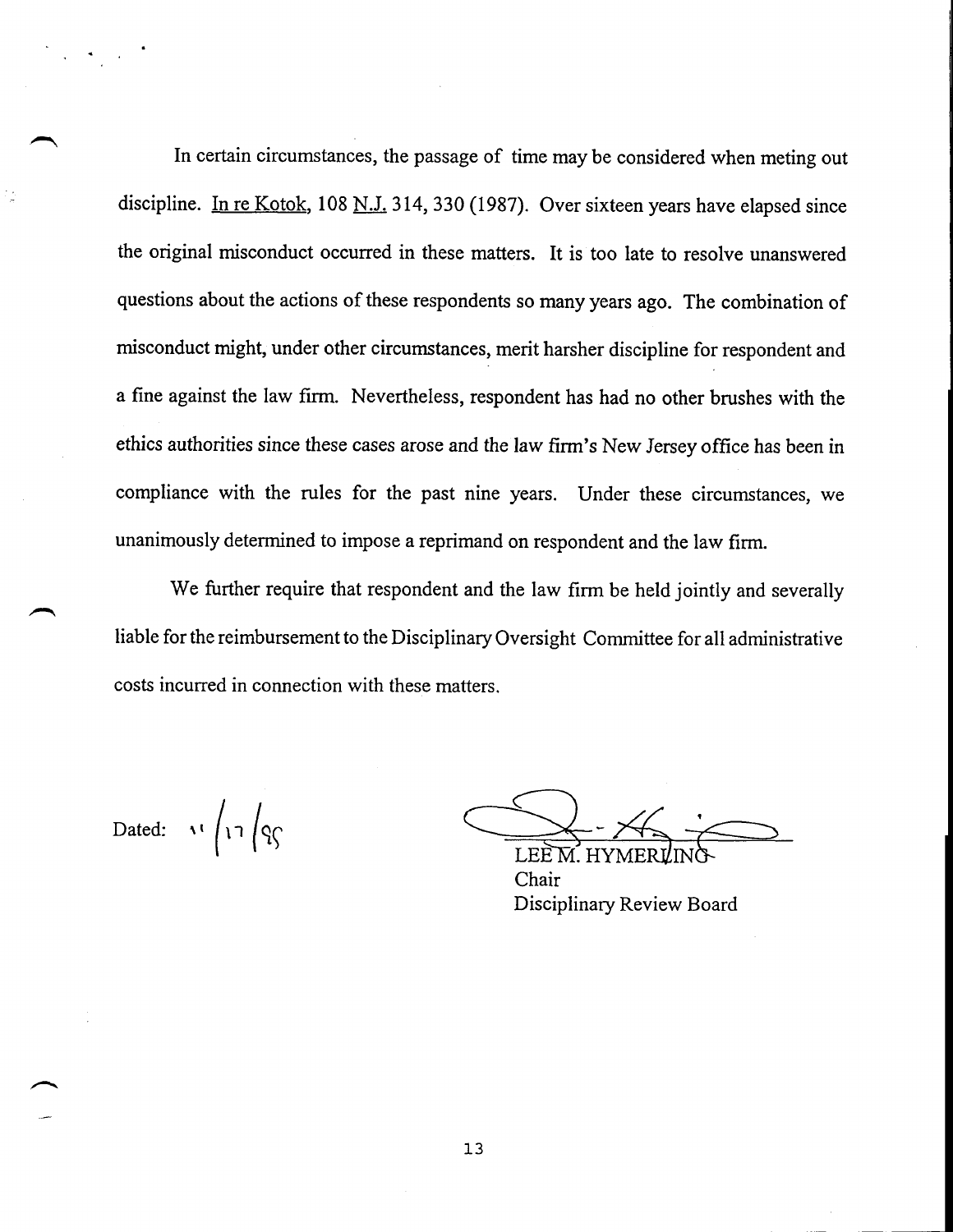In certain circumstances, the passage of time may be considered when meting out discipline. In re Kotok, 108 N.J. 314, 330 (1987). Over sixteen years have elapsed since the original misconduct occurred in these matters. It is too late to resolve unanswered questions about the actions of these respondents so many years ago. The combination of misconduct might, under other circumstances, merit harsher discipline for respondent and a fine against the law firm. Nevertheless, respondent has had no other brushes with the ethics authorities since these cases arose and the law firm's New Jersey office has been in compliance with the rules for the past nine years. Under these circumstances, we unanimously determined to impose a reprimand on respondent and the law firm.

We further require that respondent and the law firm be held jointly and severally liable for the reimbursement to the Disciplinary Oversight Committee for all administrative costs incurred in connection with these matters.

Dated: 11/17/95

LEE M. HYMERLING
Chair
Disciplinary Review Board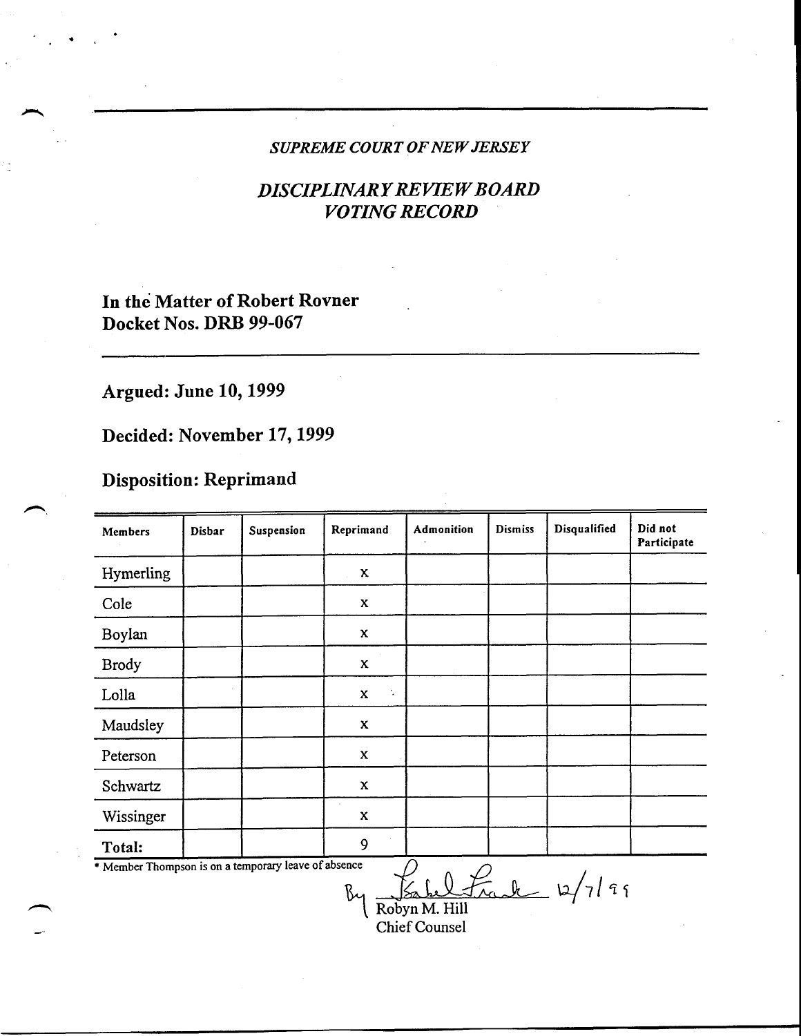*SUPREME COURT OF NEW JERSEY*

## *DISCIPLINARY REVIEW BOARD VOTING RECORD*

**In the Matter of Robert Rovner**
**Docket Nos. DRB 99-067**

**Argued: June 10, 1999**

**Decided: November 17, 1999**

**Disposition: Reprimand**

| Members | Disbar | Suspension | Reprimand | Admonition | Dismiss | Disqualified | Did not Participate |
|---|---|---|---|---|---|---|---|
| Hymerling | | | x | | | | |
| Cole | | | x | | | | |
| Boylan | | | x | | | | |
| Brody | | | x | | | | |
| Lolla | | | x | | | | |
| Maudsley | | | x | | | | |
| Peterson | | | x | | | | |
| Schwartz | | | x | | | | |
| Wissinger | | | x | | | | |
| **Total:** | | | 9 | | | | |

* Member Thompson is on a temporary leave of absence

By Isabel Frank 12/7/99
Robyn M. Hill
Chief Counsel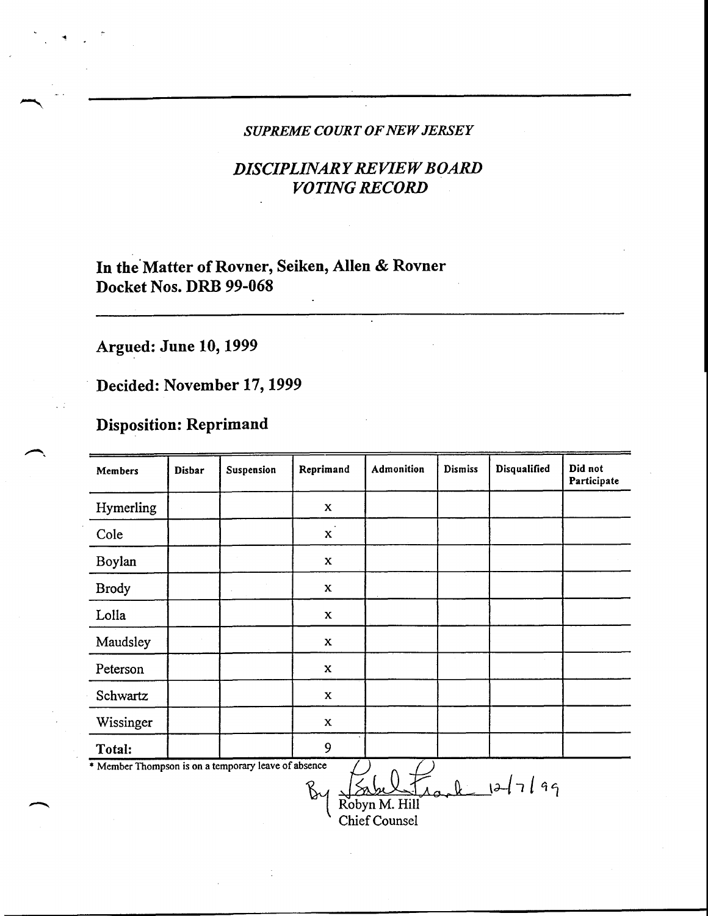*SUPREME COURT OF NEW JERSEY*

## *DISCIPLINARY REVIEW BOARD*
## *VOTING RECORD*

### In the Matter of Rovner, Seiken, Allen & Rovner
### Docket Nos. DRB 99-068

### Argued: June 10, 1999

### Decided: November 17, 1999

### Disposition: Reprimand

| Members | Disbar | Suspension | Reprimand | Admonition | Dismiss | Disqualified | Did not Participate |
|---|---|---|---|---|---|---|---|
| Hymerling | | | x | | | | |
| Cole | | | x | | | | |
| Boylan | | | x | | | | |
| Brody | | | x | | | | |
| Lolla | | | x | | | | |
| Maudsley | | | x | | | | |
| Peterson | | | x | | | | |
| Schwartz | | | x | | | | |
| Wissinger | | | x | | | | |
| **Total:** | | | 9 | | | | |

* Member Thompson is on a temporary leave of absence

By Isabel Frank 12/7/99
Robyn M. Hill
Chief Counsel